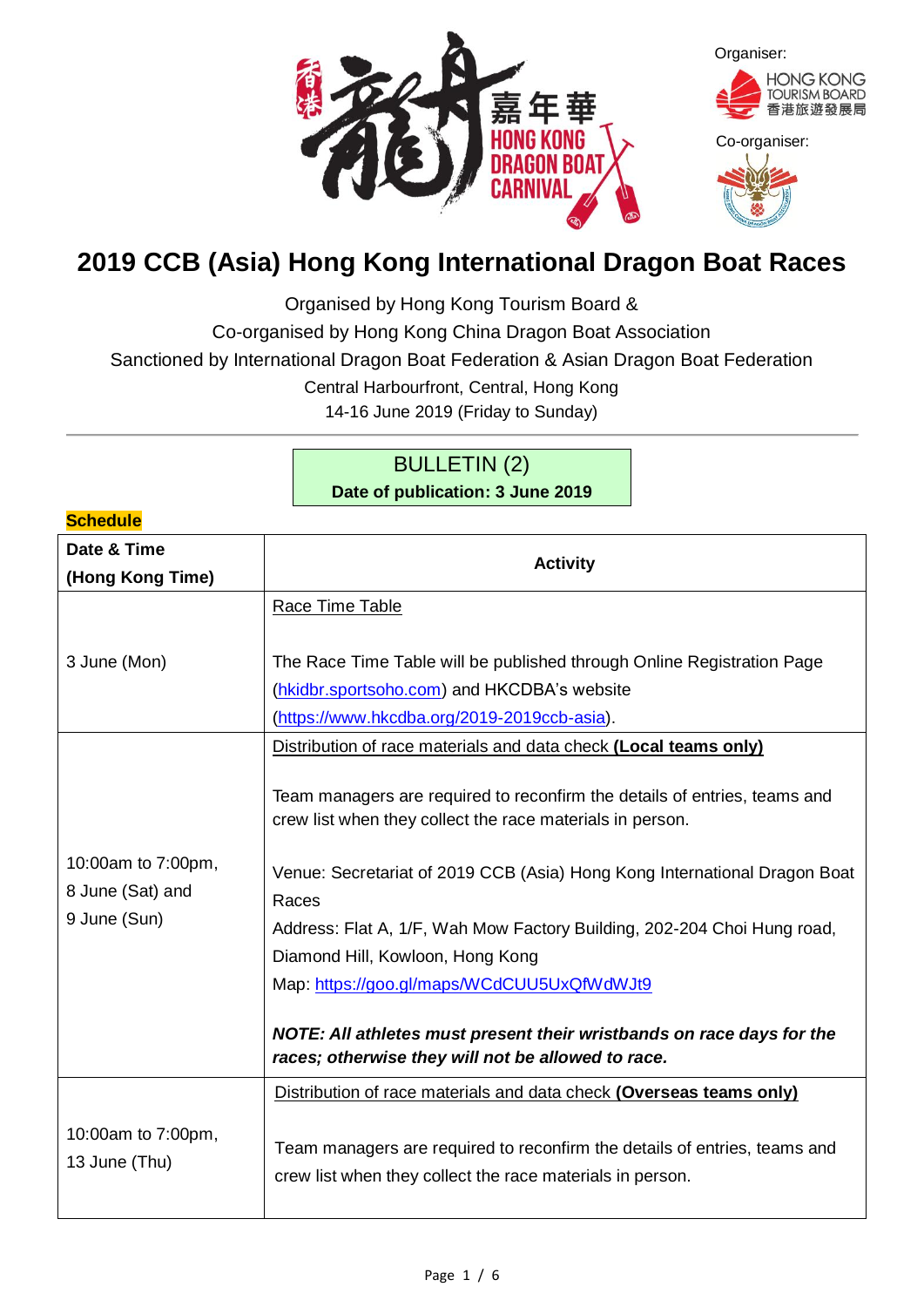Organiser: HONG KONG TOURISM BOARD 香港旅遊發展局

Co-organiser:

# 2019 CCB (Asia) Hong Kong International Dragon Boat Races

Organised by Hong Kong Tourism Board &
Co-organised by Hong Kong China Dragon Boat Association
Sanctioned by International Dragon Boat Federation & Asian Dragon Boat Federation
Central Harbourfront, Central, Hong Kong
14-16 June 2019 (Friday to Sunday)

## BULLETIN (2)

**Date of publication: 3 June 2019**

**Schedule**

| **Date & Time (Hong Kong Time)** | **Activity** |
|---|---|
| 3 June (Mon) | Race Time Table<br><br>The Race Time Table will be published through Online Registration Page (hkidbr.sportsoho.com) and HKCDBA's website (https://www.hkcdba.org/2019-2019ccb-asia). |
| 10:00am to 7:00pm, 8 June (Sat) and 9 June (Sun) | Distribution of race materials and data check **(Local teams only)**<br><br>Team managers are required to reconfirm the details of entries, teams and crew list when they collect the race materials in person.<br><br>Venue: Secretariat of 2019 CCB (Asia) Hong Kong International Dragon Boat Races<br>Address: Flat A, 1/F, Wah Mow Factory Building, 202-204 Choi Hung road, Diamond Hill, Kowloon, Hong Kong<br>Map: https://goo.gl/maps/WCdCUU5UxQfWdWJt9<br><br>***NOTE: All athletes must present their wristbands on race days for the races; otherwise they will not be allowed to race.*** |
| 10:00am to 7:00pm, 13 June (Thu) | Distribution of race materials and data check **(Overseas teams only)**<br><br>Team managers are required to reconfirm the details of entries, teams and crew list when they collect the race materials in person. |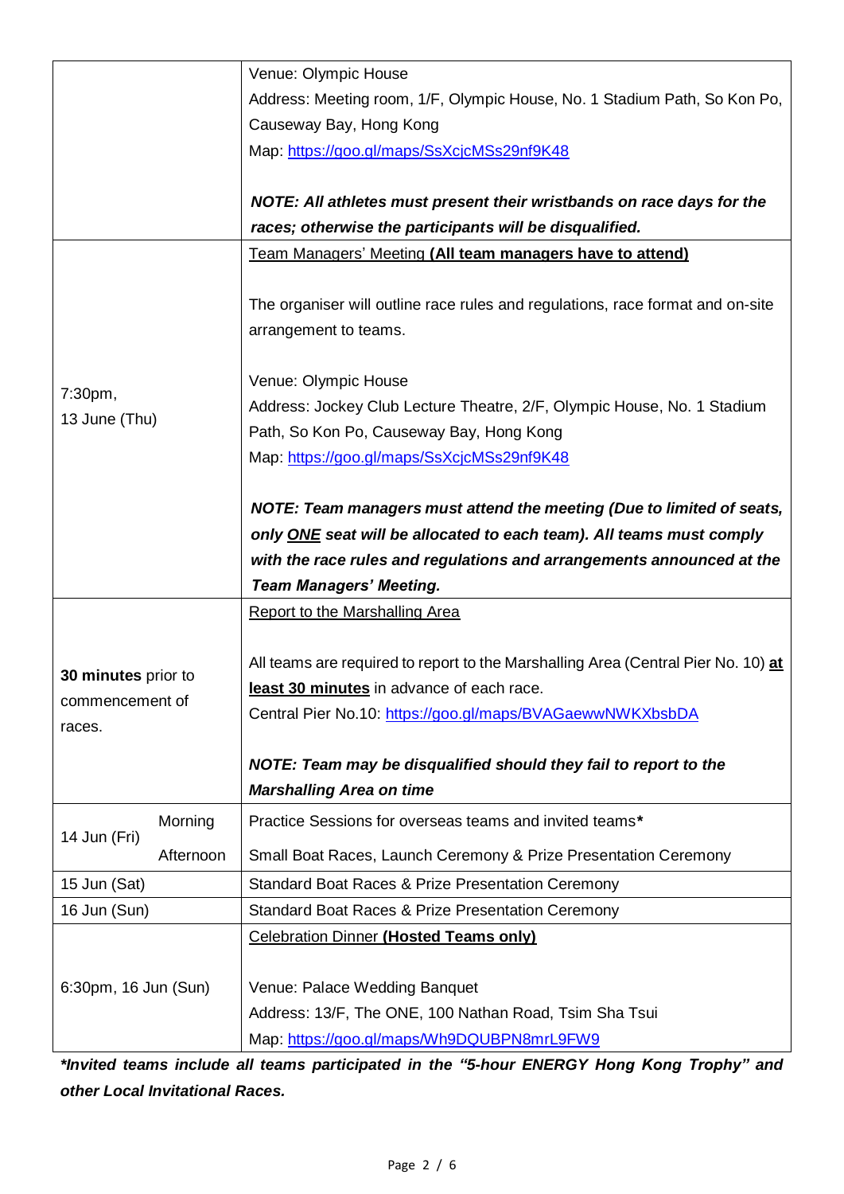| | |
|---|---|
| | Venue: Olympic House<br>Address: Meeting room, 1/F, Olympic House, No. 1 Stadium Path, So Kon Po, Causeway Bay, Hong Kong<br>Map: https://goo.gl/maps/SsXcjcMSs29nf9K48<br><br>***NOTE: All athletes must present their wristbands on race days for the races; otherwise the participants will be disqualified.*** |
| 7:30pm,<br>13 June (Thu) | Team Managers' Meeting **(All team managers have to attend)**<br><br>The organiser will outline race rules and regulations, race format and on-site arrangement to teams.<br><br>Venue: Olympic House<br>Address: Jockey Club Lecture Theatre, 2/F, Olympic House, No. 1 Stadium Path, So Kon Po, Causeway Bay, Hong Kong<br>Map: https://goo.gl/maps/SsXcjcMSs29nf9K48<br><br>***NOTE: Team managers must attend the meeting (Due to limited of seats, only ONE seat will be allocated to each team). All teams must comply with the race rules and regulations and arrangements announced at the Team Managers' Meeting.*** |
| **30 minutes** prior to commencement of races. | Report to the Marshalling Area<br><br>All teams are required to report to the Marshalling Area (Central Pier No. 10) **at least 30 minutes** in advance of each race.<br>Central Pier No.10: https://goo.gl/maps/BVAGaewwNWKXbsbDA<br><br>***NOTE: Team may be disqualified should they fail to report to the Marshalling Area on time*** |
| 14 Jun (Fri) Morning | Practice Sessions for overseas teams and invited teams* |
| 14 Jun (Fri) Afternoon | Small Boat Races, Launch Ceremony & Prize Presentation Ceremony |
| 15 Jun (Sat) | Standard Boat Races & Prize Presentation Ceremony |
| 16 Jun (Sun) | Standard Boat Races & Prize Presentation Ceremony |
| 6:30pm, 16 Jun (Sun) | Celebration Dinner **(Hosted Teams only)**<br><br>Venue: Palace Wedding Banquet<br>Address: 13/F, The ONE, 100 Nathan Road, Tsim Sha Tsui<br>Map: https://goo.gl/maps/Wh9DQUBPN8mrL9FW9 |

***Invited teams include all teams participated in the "5-hour ENERGY Hong Kong Trophy" and other Local Invitational Races.***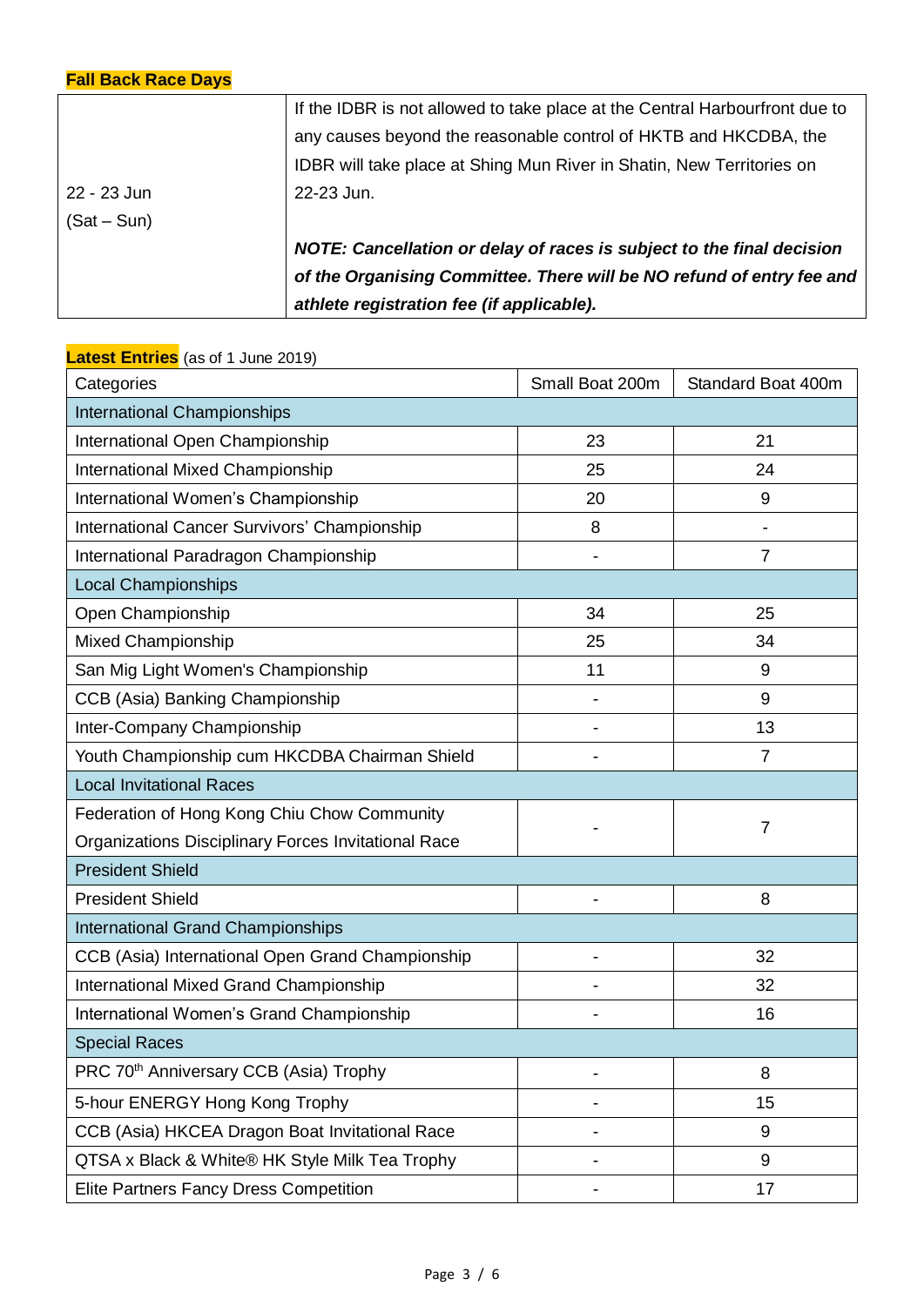## Fall Back Race Days

| | |
|---|---|
| 22 - 23 Jun (Sat – Sun) | If the IDBR is not allowed to take place at the Central Harbourfront due to any causes beyond the reasonable control of HKTB and HKCDBA, the IDBR will take place at Shing Mun River in Shatin, New Territories on 22-23 Jun.<br><br>***NOTE: Cancellation or delay of races is subject to the final decision of the Organising Committee. There will be NO refund of entry fee and athlete registration fee (if applicable).*** |

## Latest Entries (as of 1 June 2019)

| Categories | Small Boat 200m | Standard Boat 400m |
|---|---|---|
| International Championships | | |
| International Open Championship | 23 | 21 |
| International Mixed Championship | 25 | 24 |
| International Women's Championship | 20 | 9 |
| International Cancer Survivors' Championship | 8 | - |
| International Paradragon Championship | - | 7 |
| Local Championships | | |
| Open Championship | 34 | 25 |
| Mixed Championship | 25 | 34 |
| San Mig Light Women's Championship | 11 | 9 |
| CCB (Asia) Banking Championship | - | 9 |
| Inter-Company Championship | - | 13 |
| Youth Championship cum HKCDBA Chairman Shield | - | 7 |
| Local Invitational Races | | |
| Federation of Hong Kong Chiu Chow Community Organizations Disciplinary Forces Invitational Race | - | 7 |
| President Shield | | |
| President Shield | - | 8 |
| International Grand Championships | | |
| CCB (Asia) International Open Grand Championship | - | 32 |
| International Mixed Grand Championship | - | 32 |
| International Women's Grand Championship | - | 16 |
| Special Races | | |
| PRC 70th Anniversary CCB (Asia) Trophy | - | 8 |
| 5-hour ENERGY Hong Kong Trophy | - | 15 |
| CCB (Asia) HKCEA Dragon Boat Invitational Race | - | 9 |
| QTSA x Black & White® HK Style Milk Tea Trophy | - | 9 |
| Elite Partners Fancy Dress Competition | - | 17 |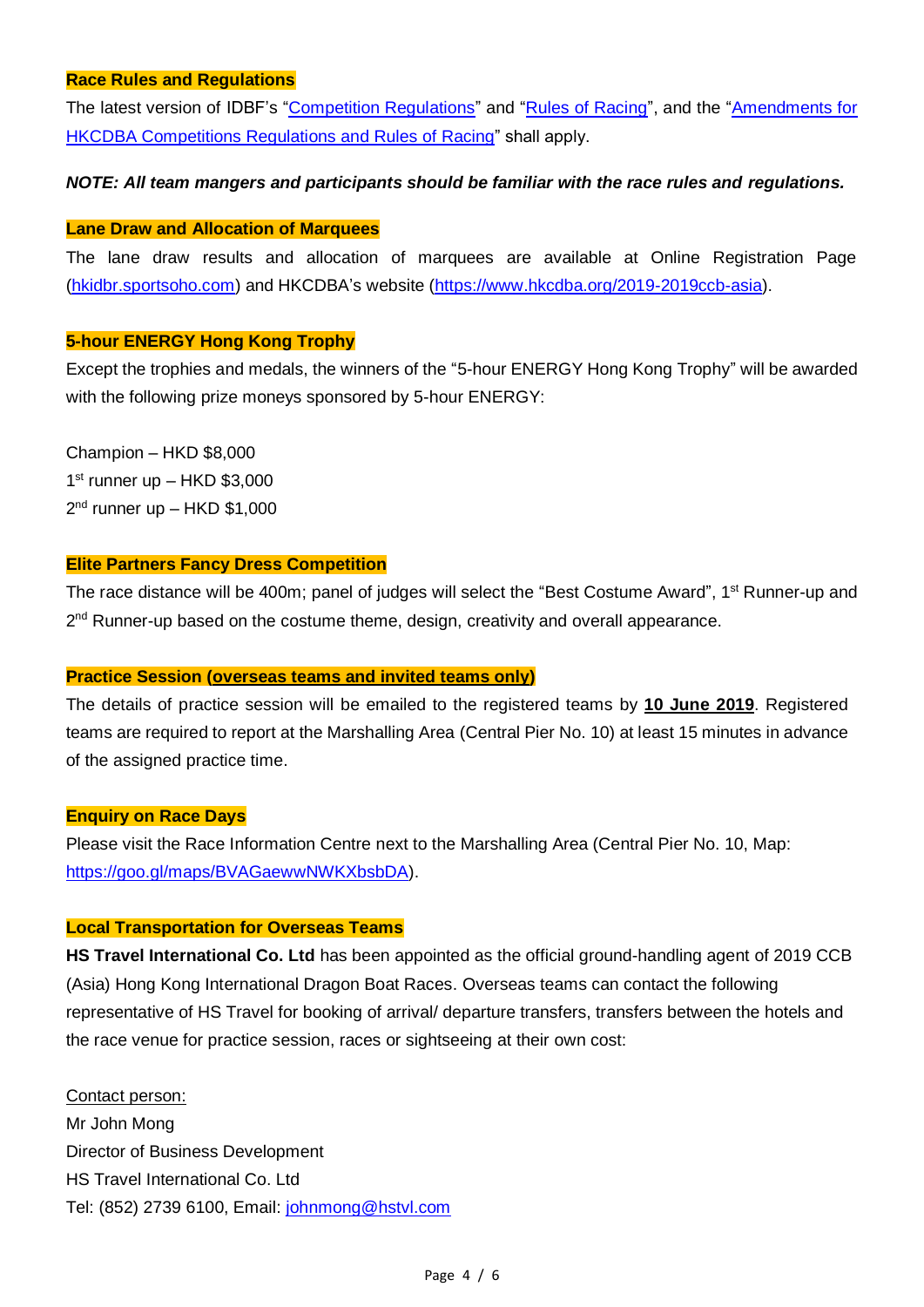### Race Rules and Regulations

The latest version of IDBF's "Competition Regulations" and "Rules of Racing", and the "Amendments for HKCDBA Competitions Regulations and Rules of Racing" shall apply.

***NOTE: All team mangers and participants should be familiar with the race rules and regulations.***

### Lane Draw and Allocation of Marquees

The lane draw results and allocation of marquees are available at Online Registration Page (hkidbr.sportsoho.com) and HKCDBA's website (https://www.hkcdba.org/2019-2019ccb-asia).

### 5-hour ENERGY Hong Kong Trophy

Except the trophies and medals, the winners of the "5-hour ENERGY Hong Kong Trophy" will be awarded with the following prize moneys sponsored by 5-hour ENERGY:

Champion – HKD $8,000
1st runner up – HKD $3,000
2nd runner up – HKD $1,000

### Elite Partners Fancy Dress Competition

The race distance will be 400m; panel of judges will select the "Best Costume Award", 1st Runner-up and 2nd Runner-up based on the costume theme, design, creativity and overall appearance.

### Practice Session (overseas teams and invited teams only)

The details of practice session will be emailed to the registered teams by **10 June 2019**. Registered teams are required to report at the Marshalling Area (Central Pier No. 10) at least 15 minutes in advance of the assigned practice time.

### Enquiry on Race Days

Please visit the Race Information Centre next to the Marshalling Area (Central Pier No. 10, Map: https://goo.gl/maps/BVAGaewwNWKXbsbDA).

### Local Transportation for Overseas Teams

**HS Travel International Co. Ltd** has been appointed as the official ground-handling agent of 2019 CCB (Asia) Hong Kong International Dragon Boat Races. Overseas teams can contact the following representative of HS Travel for booking of arrival/ departure transfers, transfers between the hotels and the race venue for practice session, races or sightseeing at their own cost:

Contact person:
Mr John Mong
Director of Business Development
HS Travel International Co. Ltd
Tel: (852) 2739 6100, Email: johnmong@hstvl.com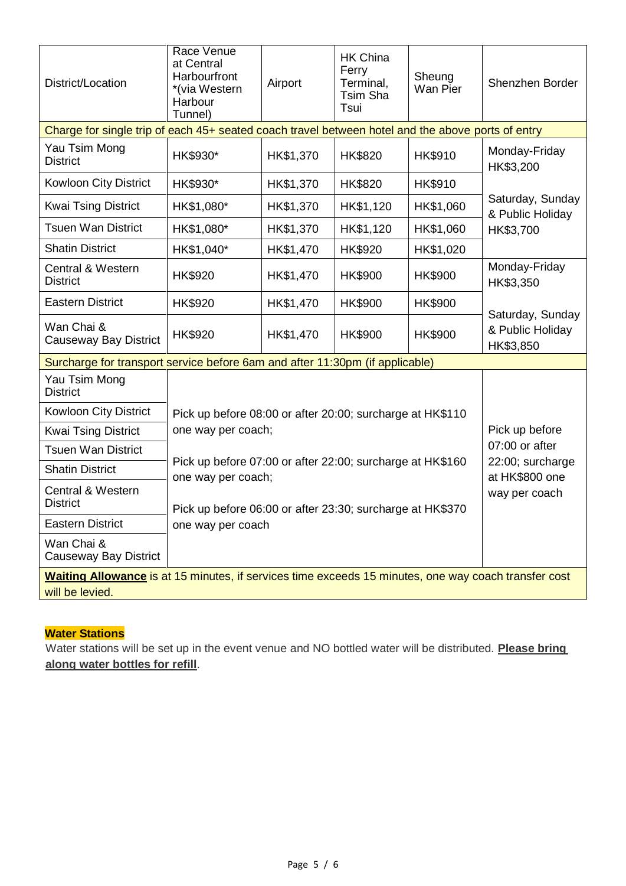| District/Location | Race Venue at Central Harbourfront *(via Western Harbour Tunnel) | Airport | HK China Ferry Terminal, Tsim Sha Tsui | Sheung Wan Pier | Shenzhen Border |
|---|---|---|---|---|---|
| Charge for single trip of each 45+ seated coach travel between hotel and the above ports of entry | | | | | |
| Yau Tsim Mong District | HK$930* | HK$1,370 | HK$820 | HK$910 | Monday-Friday HK$3,200<br>Saturday, Sunday & Public Holiday HK$3,700 |
| Kowloon City District | HK$930* | HK$1,370 | HK$820 | HK$910 | |
| Kwai Tsing District | HK$1,080* | HK$1,370 | HK$1,120 | HK$1,060 | |
| Tsuen Wan District | HK$1,080* | HK$1,370 | HK$1,120 | HK$1,060 | |
| Shatin District | HK$1,040* | HK$1,470 | HK$920 | HK$1,020 | |
| Central & Western District | HK$920 | HK$1,470 | HK$900 | HK$900 | Monday-Friday HK$3,350<br>Saturday, Sunday & Public Holiday HK$3,850 |
| Eastern District | HK$920 | HK$1,470 | HK$900 | HK$900 | |
| Wan Chai & Causeway Bay District | HK$920 | HK$1,470 | HK$900 | HK$900 | |
| Surcharge for transport service before 6am and after 11:30pm (if applicable) | | | | | |
| Yau Tsim Mong District | Pick up before 08:00 or after 20:00; surcharge at HK$110 one way per coach;<br>Pick up before 07:00 or after 22:00; surcharge at HK$160 one way per coach;<br>Pick up before 06:00 or after 23:30; surcharge at HK$370 one way per coach | | | | Pick up before 07:00 or after 22:00; surcharge at HK$800 one way per coach |
| Kowloon City District | | | | | |
| Kwai Tsing District | | | | | |
| Tsuen Wan District | | | | | |
| Shatin District | | | | | |
| Central & Western District | | | | | |
| Eastern District | | | | | |
| Wan Chai & Causeway Bay District | | | | | |
| **Waiting Allowance** is at 15 minutes, if services time exceeds 15 minutes, one way coach transfer cost will be levied. | | | | | |

**Water Stations**

Water stations will be set up in the event venue and NO bottled water will be distributed. **Please bring along water bottles for refill**.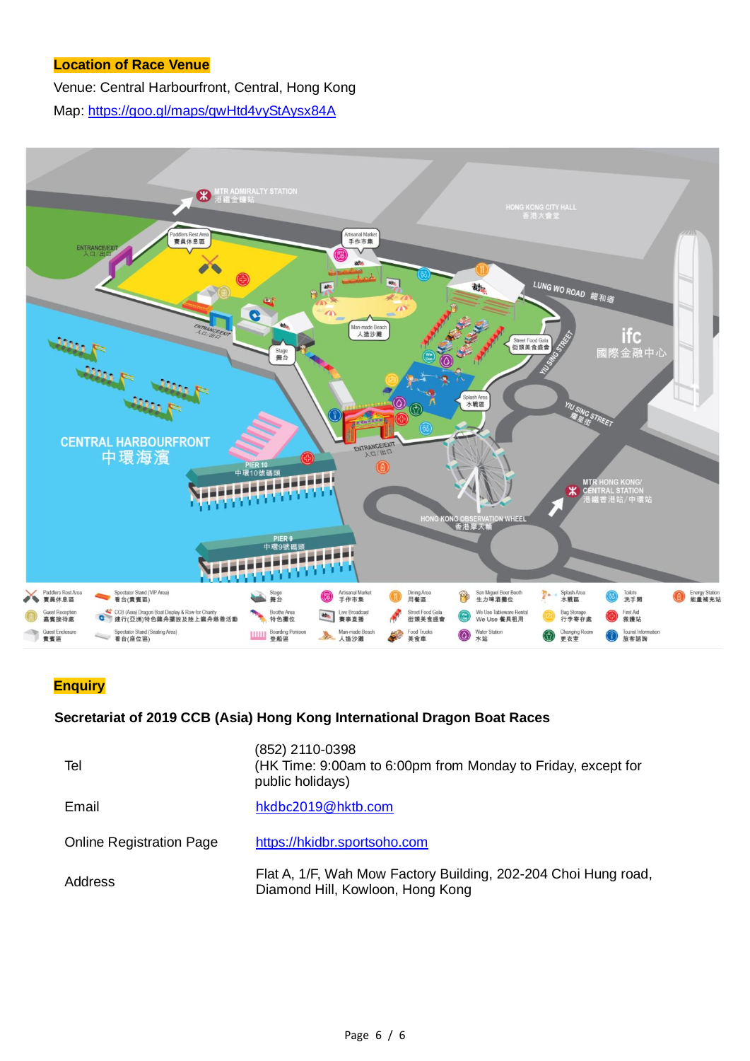**Location of Race Venue**

Venue: Central Harbourfront, Central, Hong Kong

Map: [https://goo.gl/maps/qwHtd4vyStAysx84A](https://goo.gl/maps/qwHtd4vyStAysx84A)

MTR ADMIRALTY STATION 港鐵金鐘站

HONG KONG CITY HALL 香港大會堂

LUNG WO ROAD 龍和道

ifc 國際金融中心

YIU SING STREET 耀星街

MTR HONG KONG/ CENTRAL STATION 港鐵香港站/中環站

HONG KONG OBSERVATION WHEEL 香港摩天輪

CENTRAL HARBOURFRONT 中環海濱

PIER 10 中環10號碼頭

PIER 9 中環9號碼頭

ENTRANCE/EXIT 入口/出口

Paddlers Rest Area 賽員休息區

Guest Reception 嘉賓接待處

Guest Enclosure 貴賓區

Spectator Stand (VIP Area) 看台(貴賓區)

CCB (Asia) Dragon Boat Display & Row for Charity 建行(亞洲)特色龍舟擺設及陸上龍舟慈善活動

Spectator Stand (Seating Area) 看台(座位區)

Stage 舞台

Booths Area 特色攤位

Boarding Pontoon 登船區

Artisanal Market 手作市集

Live Broadcast 賽事直播

Man-made Beach 人造沙灘

Dining Area 用餐區

Street Food Gala 街頭美食盛會

Food Trucks 美食車

San Miguel Beer Booth 生力啤酒攤位

We Use Tableware Rental We Use 餐具租用

Water Station 水站

Splash Area 水戰區

Bag Storage 行李寄存處

Changing Room 更衣室

Toilets 洗手間

First Aid 救護站

Tourist Information 旅客諮詢

Energy Station 能量補充站

**Enquiry**

**Secretariat of 2019 CCB (Asia) Hong Kong International Dragon Boat Races**

| | |
|---|---|
| Tel | (852) 2110-0398<br>(HK Time: 9:00am to 6:00pm from Monday to Friday, except for public holidays) |
| Email | [hkdbc2019@hktb.com](mailto:hkdbc2019@hktb.com) |
| Online Registration Page | [https://hkidbr.sportsoho.com](https://hkidbr.sportsoho.com) |
| Address | Flat A, 1/F, Wah Mow Factory Building, 202-204 Choi Hung road, Diamond Hill, Kowloon, Hong Kong |